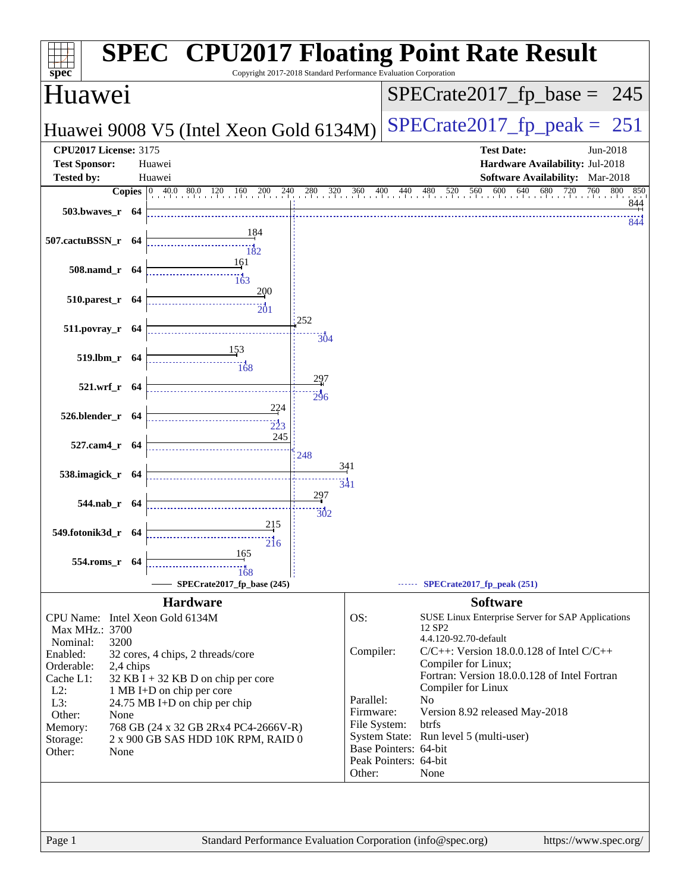# SPEC CPU2017 Floating Point Rate Result

Copyright 2017-2018 Standard Performance Evaluation Corporation

## Huawei

**Huawei 9008 V5 (Intel Xeon Gold 6134M)**

SPECrate2017_fp_base = 245

SPECrate2017_fp_peak = 251

| | | | |
|---|---|---|---|
| **CPU2017 License:** | 3175 | **Test Date:** | Jun-2018 |
| **Test Sponsor:** | Huawei | **Hardware Availability:** | Jul-2018 |
| **Tested by:** | Huawei | **Software Availability:** | Mar-2018 |

| Benchmark | Copies | Base | Peak |
|---|---|---|---|
| 503.bwaves_r | 64 | 844 | 844 |
| 507.cactuBSSN_r | 64 | 184 | 182 |
| 508.namd_r | 64 | 161 | 163 |
| 510.parest_r | 64 | 200 | 201 |
| 511.povray_r | 64 | 252 | 304 |
| 519.lbm_r | 64 | 153 | 168 |
| 521.wrf_r | 64 | 297 | 296 |
| 526.blender_r | 64 | 224 | 223 |
| 527.cam4_r | 64 | 245 | 248 |
| 538.imagick_r | 64 | 341 | 341 |
| 544.nab_r | 64 | 297 | 302 |
| 549.fotonik3d_r | 64 | 215 | 216 |
| 554.roms_r | 64 | 165 | 168 |

SPECrate2017_fp_base (245) — SPECrate2017_fp_peak (251)

### Hardware

| | |
|---|---|
| CPU Name: | Intel Xeon Gold 6134M |
| Max MHz.: | 3700 |
| Nominal: | 3200 |
| Enabled: | 32 cores, 4 chips, 2 threads/core |
| Orderable: | 2,4 chips |
| Cache L1: | 32 KB I + 32 KB D on chip per core |
| L2: | 1 MB I+D on chip per core |
| L3: | 24.75 MB I+D on chip per chip |
| Other: | None |
| Memory: | 768 GB (24 x 32 GB 2Rx4 PC4-2666V-R) |
| Storage: | 2 x 900 GB SAS HDD 10K RPM, RAID 0 |
| Other: | None |

### Software

| | |
|---|---|
| OS: | SUSE Linux Enterprise Server for SAP Applications 12 SP2 4.4.120-92.70-default |
| Compiler: | C/C++: Version 18.0.0.128 of Intel C/C++ Compiler for Linux; Fortran: Version 18.0.0.128 of Intel Fortran Compiler for Linux |
| Parallel: | No |
| Firmware: | Version 8.92 released May-2018 |
| File System: | btrfs |
| System State: | Run level 5 (multi-user) |
| Base Pointers: | 64-bit |
| Peak Pointers: | 64-bit |
| Other: | None |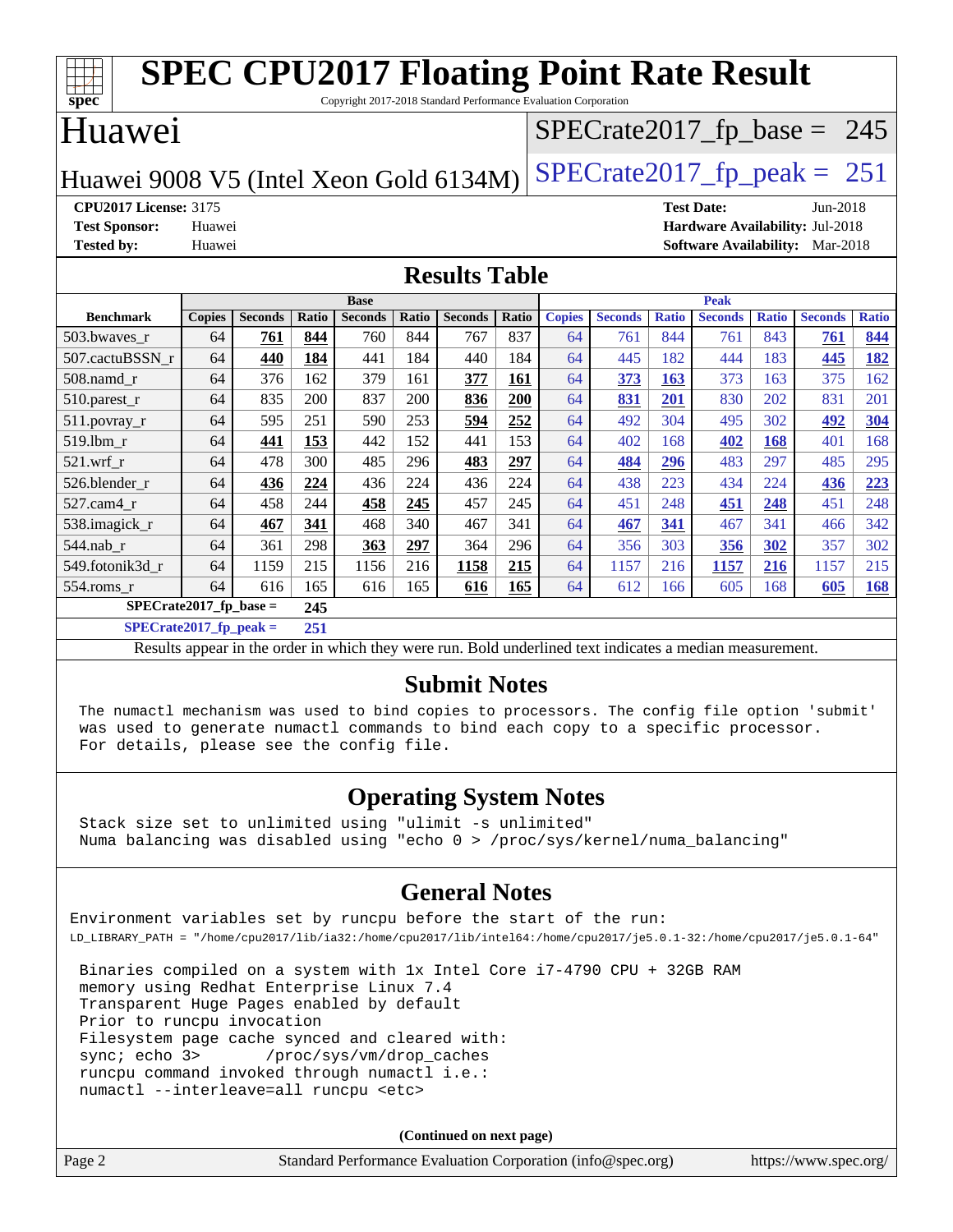# SPEC CPU2017 Floating Point Rate Result

Copyright 2017-2018 Standard Performance Evaluation Corporation

## Huawei

Huawei 9008 V5 (Intel Xeon Gold 6134M)

SPECrate2017_fp_base = 245

SPECrate2017_fp_peak = 251

**CPU2017 License:** 3175
**Test Sponsor:** Huawei
**Tested by:** Huawei

**Test Date:** Jun-2018
**Hardware Availability:** Jul-2018
**Software Availability:** Mar-2018

## Results Table

| Benchmark | Base Copies | Base Seconds | Base Ratio | Base Seconds | Base Ratio | Base Seconds | Base Ratio | Peak Copies | Peak Seconds | Peak Ratio | Peak Seconds | Peak Ratio | Peak Seconds | Peak Ratio |
|---|---|---|---|---|---|---|---|---|---|---|---|---|---|---|
| 503.bwaves_r | 64 | **761** | **844** | 760 | 844 | 767 | 837 | 64 | 761 | 844 | 761 | 843 | **761** | **844** |
| 507.cactuBSSN_r | 64 | **440** | **184** | 441 | 184 | 440 | 184 | 64 | 445 | 182 | 444 | 183 | **445** | **182** |
| 508.namd_r | 64 | 376 | 162 | 379 | 161 | **377** | **161** | 64 | **373** | **163** | 373 | 163 | 375 | 162 |
| 510.parest_r | 64 | 835 | 200 | 837 | 200 | **836** | **200** | 64 | **831** | **201** | 830 | 202 | 831 | 201 |
| 511.povray_r | 64 | 595 | 251 | 590 | 253 | **594** | **252** | 64 | 492 | 304 | 495 | 302 | **492** | **304** |
| 519.lbm_r | 64 | **441** | **153** | 442 | 152 | 441 | 153 | 64 | 402 | 168 | **402** | **168** | 401 | 168 |
| 521.wrf_r | 64 | 478 | 300 | 485 | 296 | **483** | **297** | 64 | **484** | **296** | 483 | 297 | 485 | 295 |
| 526.blender_r | 64 | **436** | **224** | 436 | 224 | 436 | 224 | 64 | 438 | 223 | 434 | 224 | **436** | **223** |
| 527.cam4_r | 64 | 458 | 244 | **458** | **245** | 457 | 245 | 64 | 451 | 248 | **451** | **248** | 451 | 248 |
| 538.imagick_r | 64 | **467** | **341** | 468 | 340 | 467 | 341 | 64 | **467** | **341** | 467 | 341 | 466 | 342 |
| 544.nab_r | 64 | 361 | 298 | **363** | **297** | 364 | 296 | 64 | 356 | 303 | **356** | **302** | 357 | 302 |
| 549.fotonik3d_r | 64 | 1159 | 215 | 1156 | 216 | **1158** | **215** | 64 | 1157 | 216 | **1157** | **216** | 1157 | 215 |
| 554.roms_r | 64 | 616 | 165 | 616 | 165 | **616** | **165** | 64 | 612 | 166 | 605 | 168 | **605** | **168** |

**SPECrate2017_fp_base = 245**

**SPECrate2017_fp_peak = 251**

Results appear in the order in which they were run. Bold underlined text indicates a median measurement.

## Submit Notes

```
The numactl mechanism was used to bind copies to processors. The config file option 'submit'
was used to generate numactl commands to bind each copy to a specific processor.
For details, please see the config file.
```

## Operating System Notes

```
Stack size set to unlimited using "ulimit -s unlimited"
Numa balancing was disabled using "echo 0 > /proc/sys/kernel/numa_balancing"
```

## General Notes

```
Environment variables set by runcpu before the start of the run:
LD_LIBRARY_PATH = "/home/cpu2017/lib/ia32:/home/cpu2017/lib/intel64:/home/cpu2017/je5.0.1-32:/home/cpu2017/je5.0.1-64"

 Binaries compiled on a system with 1x Intel Core i7-4790 CPU + 32GB RAM
 memory using Redhat Enterprise Linux 7.4
 Transparent Huge Pages enabled by default
 Prior to runcpu invocation
 Filesystem page cache synced and cleared with:
 sync; echo 3>       /proc/sys/vm/drop_caches
 runcpu command invoked through numactl i.e.:
 numactl --interleave=all runcpu <etc>
```

(Continued on next page)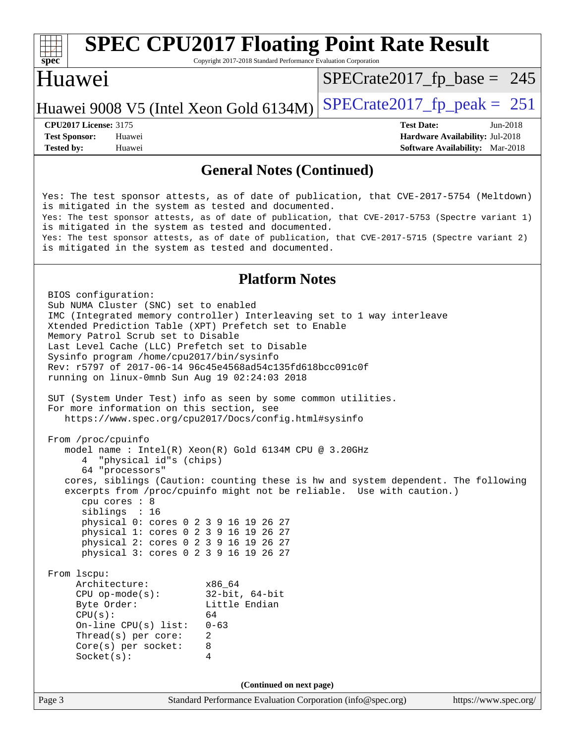## General Notes (Continued)

```
Yes: The test sponsor attests, as of date of publication, that CVE-2017-5754 (Meltdown)
is mitigated in the system as tested and documented.
Yes: The test sponsor attests, as of date of publication, that CVE-2017-5753 (Spectre variant 1)
is mitigated in the system as tested and documented.
Yes: The test sponsor attests, as of date of publication, that CVE-2017-5715 (Spectre variant 2)
is mitigated in the system as tested and documented.
```

## Platform Notes

```
BIOS configuration:
Sub NUMA Cluster (SNC) set to enabled
IMC (Integrated memory controller) Interleaving set to 1 way interleave
Xtended Prediction Table (XPT) Prefetch set to Enable
Memory Patrol Scrub set to Disable
Last Level Cache (LLC) Prefetch set to Disable
Sysinfo program /home/cpu2017/bin/sysinfo
Rev: r5797 of 2017-06-14 96c45e4568ad54c135fd618bcc091c0f
running on linux-0mnb Sun Aug 19 02:24:03 2018

SUT (System Under Test) info as seen by some common utilities.
For more information on this section, see
   https://www.spec.org/cpu2017/Docs/config.html#sysinfo

From /proc/cpuinfo
   model name : Intel(R) Xeon(R) Gold 6134M CPU @ 3.20GHz
      4  "physical id"s (chips)
      64 "processors"
   cores, siblings (Caution: counting these is hw and system dependent. The following
   excerpts from /proc/cpuinfo might not be reliable.  Use with caution.)
      cpu cores : 8
      siblings  : 16
      physical 0: cores 0 2 3 9 16 19 26 27
      physical 1: cores 0 2 3 9 16 19 26 27
      physical 2: cores 0 2 3 9 16 19 26 27
      physical 3: cores 0 2 3 9 16 19 26 27

From lscpu:
     Architecture:          x86_64
     CPU op-mode(s):        32-bit, 64-bit
     Byte Order:            Little Endian
     CPU(s):                64
     On-line CPU(s) list:   0-63
     Thread(s) per core:    2
     Core(s) per socket:    8
     Socket(s):             4
```

**(Continued on next page)**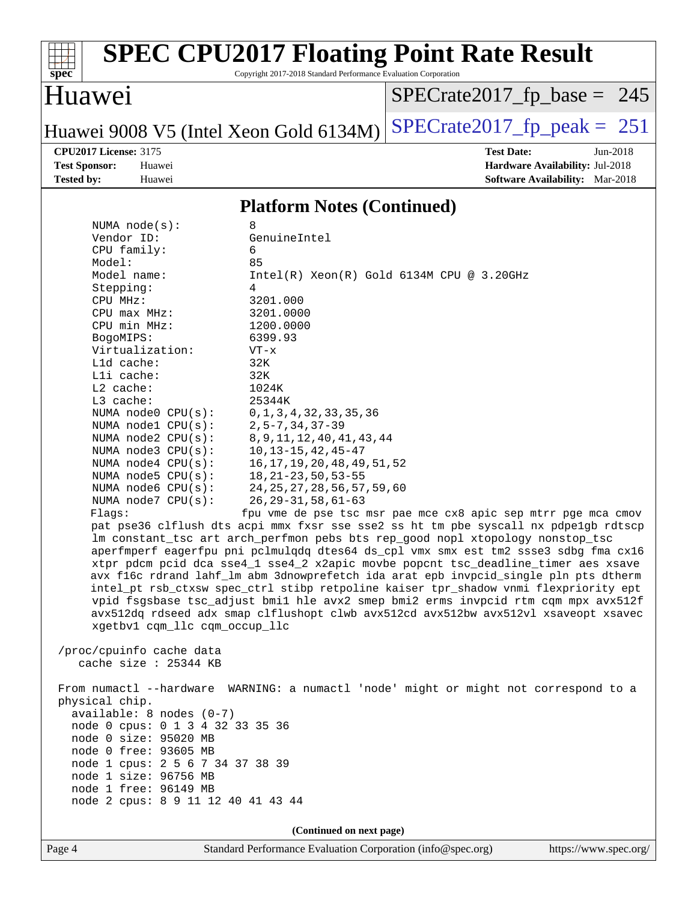# SPEC CPU2017 Floating Point Rate Result

Copyright 2017-2018 Standard Performance Evaluation Corporation

## Huawei

Huawei 9008 V5 (Intel Xeon Gold 6134M)

SPECrate2017_fp_base = 245

SPECrate2017_fp_peak = 251

**CPU2017 License:** 3175
**Test Sponsor:** Huawei
**Tested by:** Huawei

**Test Date:** Jun-2018
**Hardware Availability:** Jul-2018
**Software Availability:** Mar-2018

### Platform Notes (Continued)

```
    NUMA node(s):          8
    Vendor ID:             GenuineIntel
    CPU family:            6
    Model:                 85
    Model name:            Intel(R) Xeon(R) Gold 6134M CPU @ 3.20GHz
    Stepping:              4
    CPU MHz:               3201.000
    CPU max MHz:           3201.0000
    CPU min MHz:           1200.0000
    BogoMIPS:              6399.93
    Virtualization:        VT-x
    L1d cache:             32K
    L1i cache:             32K
    L2 cache:              1024K
    L3 cache:              25344K
    NUMA node0 CPU(s):     0,1,3,4,32,33,35,36
    NUMA node1 CPU(s):     2,5-7,34,37-39
    NUMA node2 CPU(s):     8,9,11,12,40,41,43,44
    NUMA node3 CPU(s):     10,13-15,42,45-47
    NUMA node4 CPU(s):     16,17,19,20,48,49,51,52
    NUMA node5 CPU(s):     18,21-23,50,53-55
    NUMA node6 CPU(s):     24,25,27,28,56,57,59,60
    NUMA node7 CPU(s):     26,29-31,58,61-63
    Flags:                fpu vme de pse tsc msr pae mce cx8 apic sep mtrr pge mca cmov
    pat pse36 clflush dts acpi mmx fxsr sse sse2 ss ht tm pbe syscall nx pdpe1gb rdtscp
    lm constant_tsc art arch_perfmon pebs bts rep_good nopl xtopology nonstop_tsc
    aperfmperf eagerfpu pni pclmulqdq dtes64 ds_cpl vmx smx est tm2 ssse3 sdbg fma cx16
    xtpr pdcm pcid dca sse4_1 sse4_2 x2apic movbe popcnt tsc_deadline_timer aes xsave
    avx f16c rdrand lahf_lm abm 3dnowprefetch ida arat epb invpcid_single pln pts dtherm
    intel_pt rsb_ctxsw spec_ctrl stibp retpoline kaiser tpr_shadow vnmi flexpriority ept
    vpid fsgsbase tsc_adjust bmi1 hle avx2 smep bmi2 erms invpcid rtm cqm mpx avx512f
    avx512dq rdseed adx smap clflushopt clwb avx512cd avx512bw avx512vl xsaveopt xsavec
    xgetbv1 cqm_llc cqm_occup_llc

 /proc/cpuinfo cache data
    cache size : 25344 KB

 From numactl --hardware  WARNING: a numactl 'node' might or might not correspond to a
 physical chip.
   available: 8 nodes (0-7)
   node 0 cpus: 0 1 3 4 32 33 35 36
   node 0 size: 95020 MB
   node 0 free: 93605 MB
   node 1 cpus: 2 5 6 7 34 37 38 39
   node 1 size: 96756 MB
   node 1 free: 96149 MB
   node 2 cpus: 8 9 11 12 40 41 43 44
```

(Continued on next page)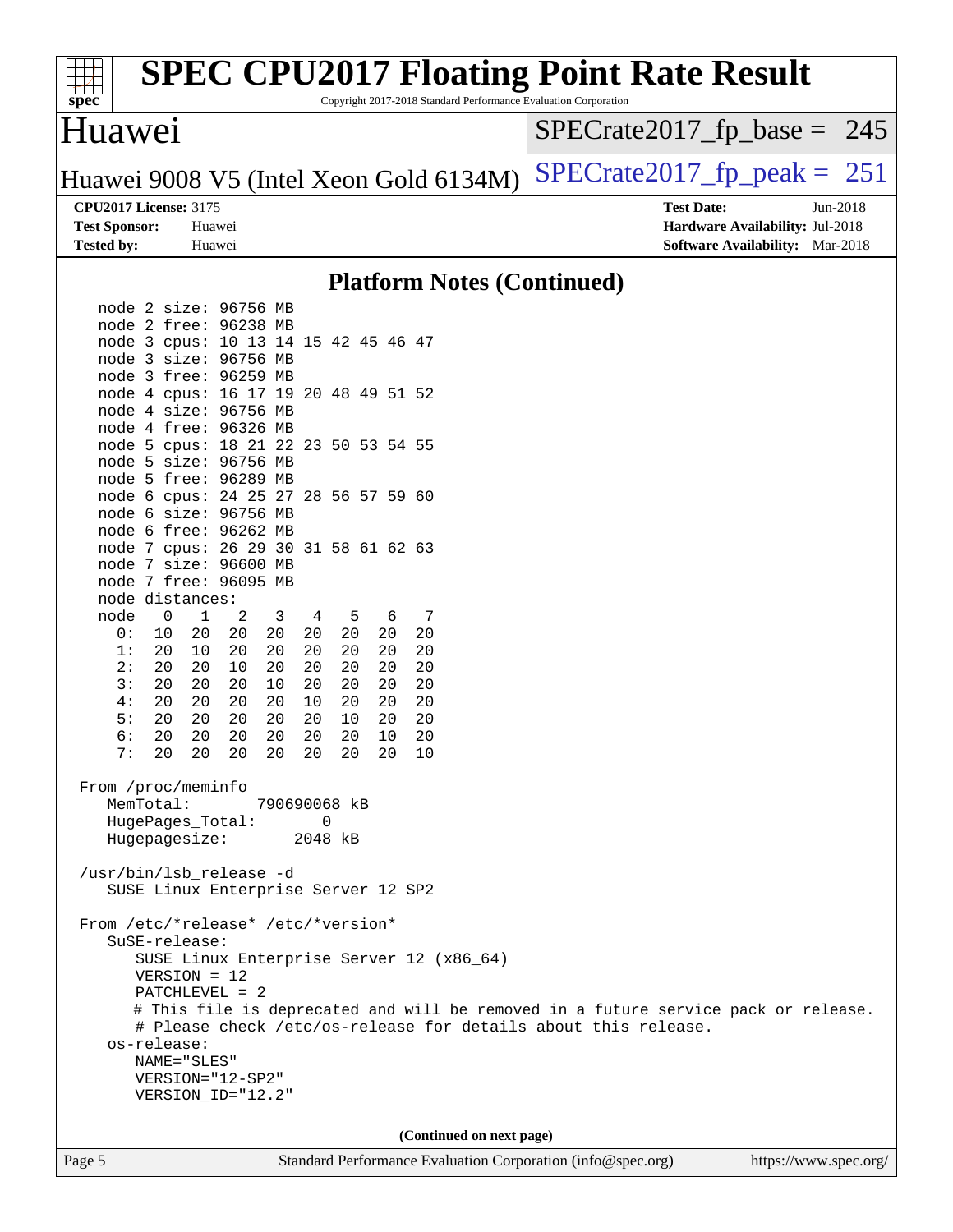# SPEC CPU2017 Floating Point Rate Result

Copyright 2017-2018 Standard Performance Evaluation Corporation

## Huawei

Huawei 9008 V5 (Intel Xeon Gold 6134M)

SPECrate2017_fp_base = 245

SPECrate2017_fp_peak = 251

**CPU2017 License:** 3175
**Test Sponsor:** Huawei
**Tested by:** Huawei

**Test Date:** Jun-2018
**Hardware Availability:** Jul-2018
**Software Availability:** Mar-2018

### Platform Notes (Continued)

```
    node 2 size: 96756 MB
    node 2 free: 96238 MB
    node 3 cpus: 10 13 14 15 42 45 46 47
    node 3 size: 96756 MB
    node 3 free: 96259 MB
    node 4 cpus: 16 17 19 20 48 49 51 52
    node 4 size: 96756 MB
    node 4 free: 96326 MB
    node 5 cpus: 18 21 22 23 50 53 54 55
    node 5 size: 96756 MB
    node 5 free: 96289 MB
    node 6 cpus: 24 25 27 28 56 57 59 60
    node 6 size: 96756 MB
    node 6 free: 96262 MB
    node 7 cpus: 26 29 30 31 58 61 62 63
    node 7 size: 96600 MB
    node 7 free: 96095 MB
    node distances:
    node   0   1   2   3   4   5   6   7
      0:  10  20  20  20  20  20  20  20
      1:  20  10  20  20  20  20  20  20
      2:  20  20  10  20  20  20  20  20
      3:  20  20  20  10  20  20  20  20
      4:  20  20  20  20  10  20  20  20
      5:  20  20  20  20  20  10  20  20
      6:  20  20  20  20  20  20  10  20
      7:  20  20  20  20  20  20  20  10

 From /proc/meminfo
    MemTotal:       790690068 kB
    HugePages_Total:       0
    Hugepagesize:       2048 kB

 /usr/bin/lsb_release -d
    SUSE Linux Enterprise Server 12 SP2

 From /etc/*release* /etc/*version*
    SuSE-release:
       SUSE Linux Enterprise Server 12 (x86_64)
       VERSION = 12
       PATCHLEVEL = 2
       # This file is deprecated and will be removed in a future service pack or release.
       # Please check /etc/os-release for details about this release.
    os-release:
       NAME="SLES"
       VERSION="12-SP2"
       VERSION_ID="12.2"
```

(Continued on next page)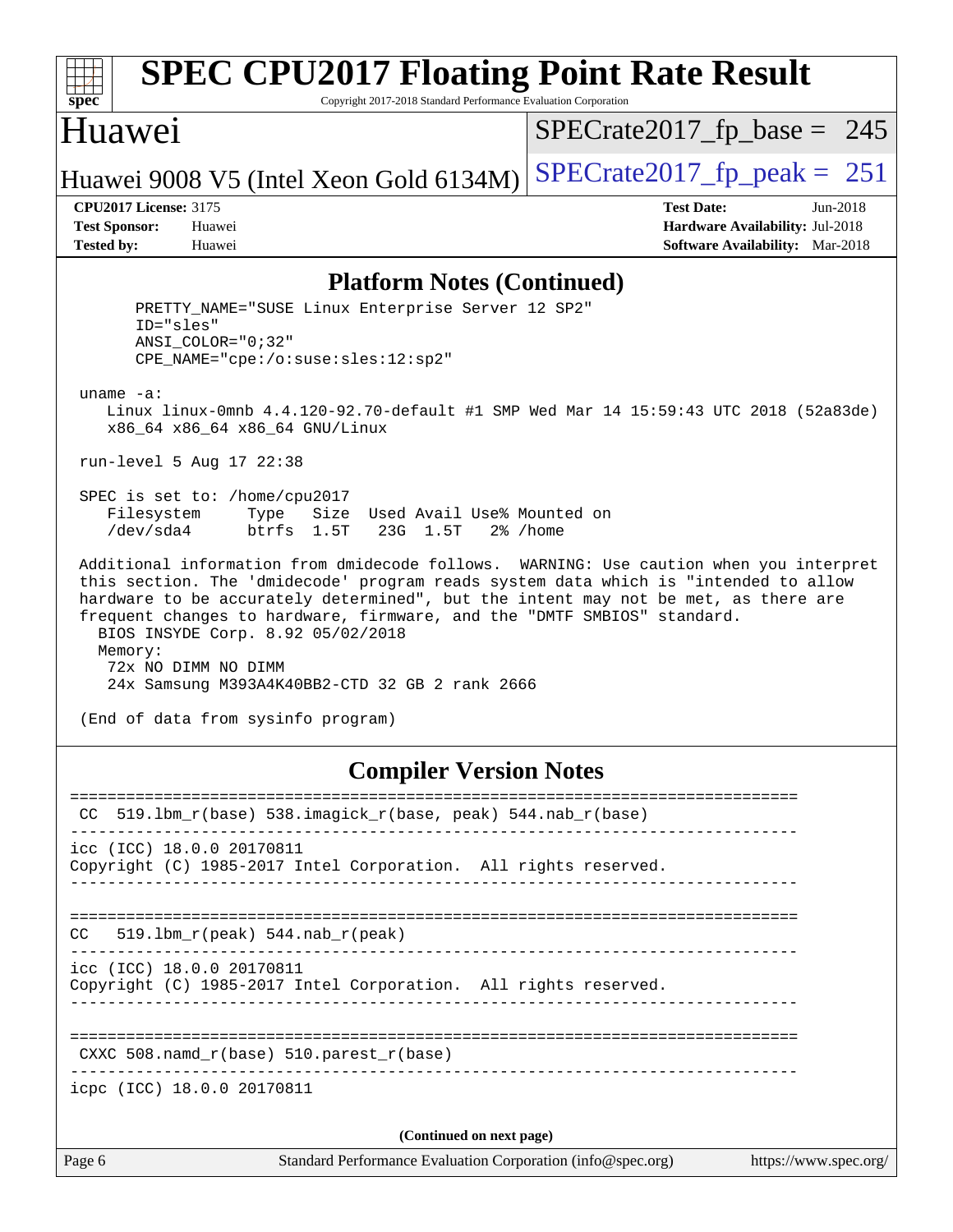## Platform Notes (Continued)

```
      PRETTY_NAME="SUSE Linux Enterprise Server 12 SP2"
      ID="sles"
      ANSI_COLOR="0;32"
      CPE_NAME="cpe:/o:suse:sles:12:sp2"

 uname -a:
    Linux linux-0mnb 4.4.120-92.70-default #1 SMP Wed Mar 14 15:59:43 UTC 2018 (52a83de)
    x86_64 x86_64 x86_64 GNU/Linux

 run-level 5 Aug 17 22:38

 SPEC is set to: /home/cpu2017
    Filesystem     Type   Size  Used Avail Use% Mounted on
    /dev/sda4      btrfs  1.5T   23G  1.5T   2% /home

 Additional information from dmidecode follows.  WARNING: Use caution when you interpret
 this section. The 'dmidecode' program reads system data which is "intended to allow
 hardware to be accurately determined", but the intent may not be met, as there are
 frequent changes to hardware, firmware, and the "DMTF SMBIOS" standard.
   BIOS INSYDE Corp. 8.92 05/02/2018
   Memory:
    72x NO DIMM NO DIMM
    24x Samsung M393A4K40BB2-CTD 32 GB 2 rank 2666

 (End of data from sysinfo program)
```

## Compiler Version Notes

```
==============================================================================
 CC  519.lbm_r(base) 538.imagick_r(base, peak) 544.nab_r(base)
------------------------------------------------------------------------------
icc (ICC) 18.0.0 20170811
Copyright (C) 1985-2017 Intel Corporation.  All rights reserved.
------------------------------------------------------------------------------

==============================================================================
 CC   519.lbm_r(peak) 544.nab_r(peak)
------------------------------------------------------------------------------
icc (ICC) 18.0.0 20170811
Copyright (C) 1985-2017 Intel Corporation.  All rights reserved.
------------------------------------------------------------------------------

==============================================================================
 CXXC 508.namd_r(base) 510.parest_r(base)
------------------------------------------------------------------------------
icpc (ICC) 18.0.0 20170811
```

(Continued on next page)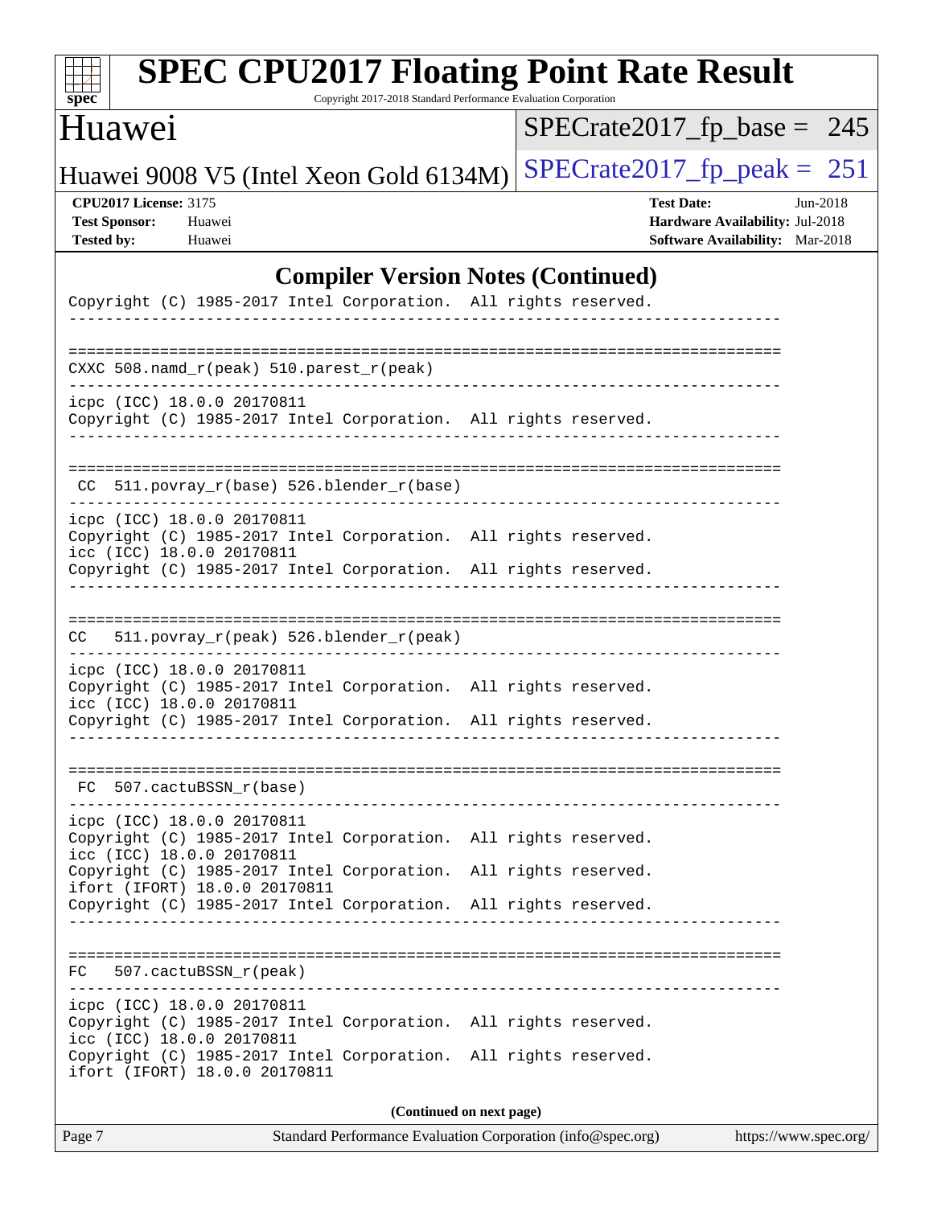## Compiler Version Notes (Continued)

```
Copyright (C) 1985-2017 Intel Corporation.  All rights reserved.
------------------------------------------------------------------------------

==============================================================================
CXXC 508.namd_r(peak) 510.parest_r(peak)
------------------------------------------------------------------------------
icpc (ICC) 18.0.0 20170811
Copyright (C) 1985-2017 Intel Corporation.  All rights reserved.
------------------------------------------------------------------------------

==============================================================================
 CC  511.povray_r(base) 526.blender_r(base)
------------------------------------------------------------------------------
icpc (ICC) 18.0.0 20170811
Copyright (C) 1985-2017 Intel Corporation.  All rights reserved.
icc (ICC) 18.0.0 20170811
Copyright (C) 1985-2017 Intel Corporation.  All rights reserved.
------------------------------------------------------------------------------

==============================================================================
CC   511.povray_r(peak) 526.blender_r(peak)
------------------------------------------------------------------------------
icpc (ICC) 18.0.0 20170811
Copyright (C) 1985-2017 Intel Corporation.  All rights reserved.
icc (ICC) 18.0.0 20170811
Copyright (C) 1985-2017 Intel Corporation.  All rights reserved.
------------------------------------------------------------------------------

==============================================================================
 FC  507.cactuBSSN_r(base)
------------------------------------------------------------------------------
icpc (ICC) 18.0.0 20170811
Copyright (C) 1985-2017 Intel Corporation.  All rights reserved.
icc (ICC) 18.0.0 20170811
Copyright (C) 1985-2017 Intel Corporation.  All rights reserved.
ifort (IFORT) 18.0.0 20170811
Copyright (C) 1985-2017 Intel Corporation.  All rights reserved.
------------------------------------------------------------------------------

==============================================================================
FC   507.cactuBSSN_r(peak)
------------------------------------------------------------------------------
icpc (ICC) 18.0.0 20170811
Copyright (C) 1985-2017 Intel Corporation.  All rights reserved.
icc (ICC) 18.0.0 20170811
Copyright (C) 1985-2017 Intel Corporation.  All rights reserved.
ifort (IFORT) 18.0.0 20170811
```

**(Continued on next page)**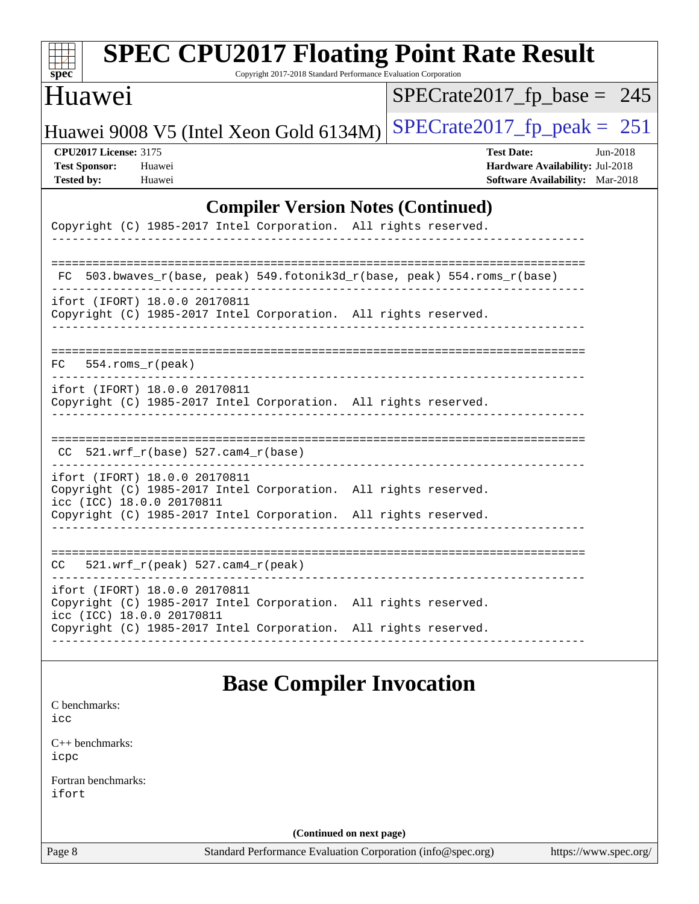## Compiler Version Notes (Continued)

```
Copyright (C) 1985-2017 Intel Corporation.  All rights reserved.
------------------------------------------------------------------------------

==============================================================================
 FC  503.bwaves_r(base, peak) 549.fotonik3d_r(base, peak) 554.roms_r(base)
------------------------------------------------------------------------------
ifort (IFORT) 18.0.0 20170811
Copyright (C) 1985-2017 Intel Corporation.  All rights reserved.
------------------------------------------------------------------------------

==============================================================================
 FC   554.roms_r(peak)
------------------------------------------------------------------------------
ifort (IFORT) 18.0.0 20170811
Copyright (C) 1985-2017 Intel Corporation.  All rights reserved.
------------------------------------------------------------------------------

==============================================================================
 CC  521.wrf_r(base) 527.cam4_r(base)
------------------------------------------------------------------------------
ifort (IFORT) 18.0.0 20170811
Copyright (C) 1985-2017 Intel Corporation.  All rights reserved.
icc (ICC) 18.0.0 20170811
Copyright (C) 1985-2017 Intel Corporation.  All rights reserved.
------------------------------------------------------------------------------

==============================================================================
 CC   521.wrf_r(peak) 527.cam4_r(peak)
------------------------------------------------------------------------------
ifort (IFORT) 18.0.0 20170811
Copyright (C) 1985-2017 Intel Corporation.  All rights reserved.
icc (ICC) 18.0.0 20170811
Copyright (C) 1985-2017 Intel Corporation.  All rights reserved.
------------------------------------------------------------------------------
```

## Base Compiler Invocation

C benchmarks:
icc

C++ benchmarks:
icpc

Fortran benchmarks:
ifort

(Continued on next page)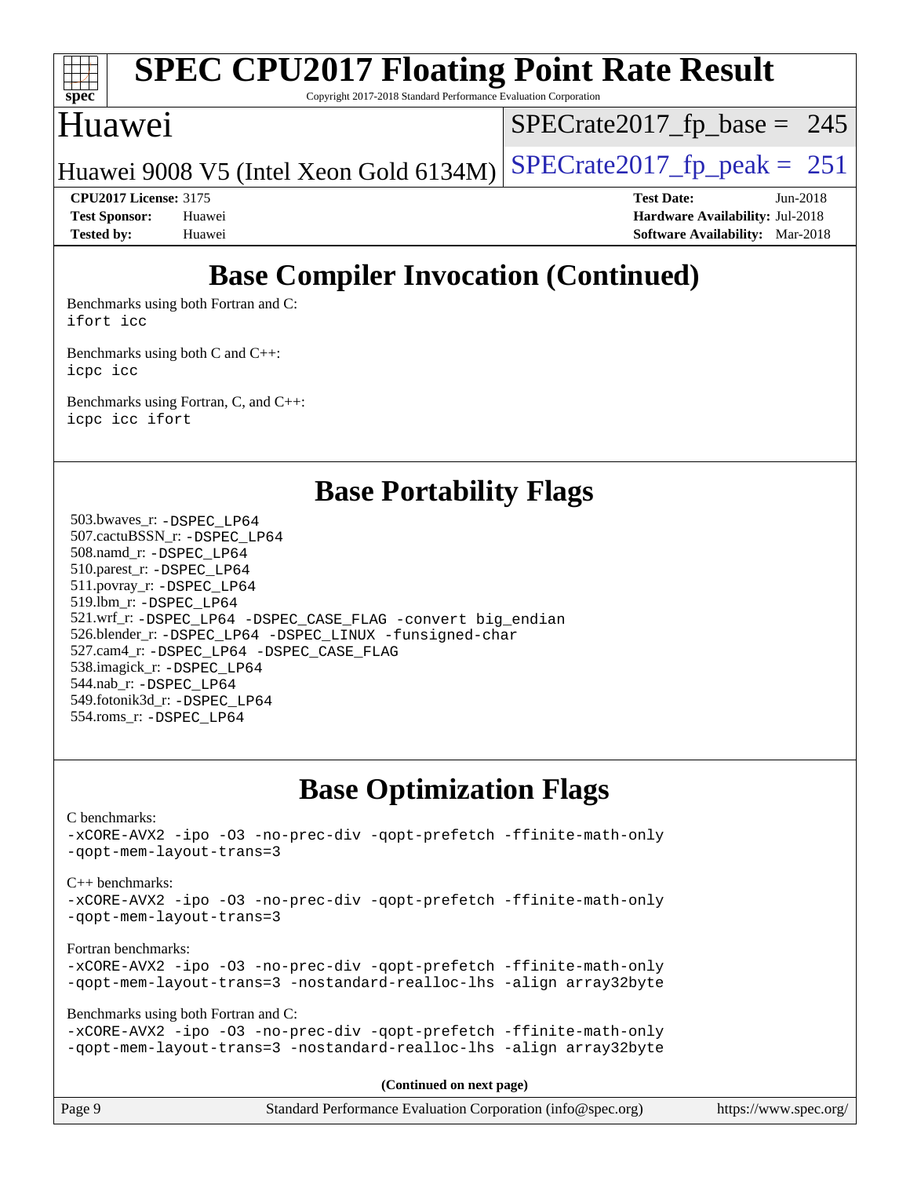## Base Compiler Invocation (Continued)

Benchmarks using both Fortran and C:
ifort icc

Benchmarks using both C and C++:
icpc icc

Benchmarks using Fortran, C, and C++:
icpc icc ifort

## Base Portability Flags

503.bwaves_r: -DSPEC_LP64
507.cactuBSSN_r: -DSPEC_LP64
508.namd_r: -DSPEC_LP64
510.parest_r: -DSPEC_LP64
511.povray_r: -DSPEC_LP64
519.lbm_r: -DSPEC_LP64
521.wrf_r: -DSPEC_LP64 -DSPEC_CASE_FLAG -convert big_endian
526.blender_r: -DSPEC_LP64 -DSPEC_LINUX -funsigned-char
527.cam4_r: -DSPEC_LP64 -DSPEC_CASE_FLAG
538.imagick_r: -DSPEC_LP64
544.nab_r: -DSPEC_LP64
549.fotonik3d_r: -DSPEC_LP64
554.roms_r: -DSPEC_LP64

## Base Optimization Flags

C benchmarks:
-xCORE-AVX2 -ipo -O3 -no-prec-div -qopt-prefetch -ffinite-math-only
-qopt-mem-layout-trans=3

C++ benchmarks:
-xCORE-AVX2 -ipo -O3 -no-prec-div -qopt-prefetch -ffinite-math-only
-qopt-mem-layout-trans=3

Fortran benchmarks:
-xCORE-AVX2 -ipo -O3 -no-prec-div -qopt-prefetch -ffinite-math-only
-qopt-mem-layout-trans=3 -nostandard-realloc-lhs -align array32byte

Benchmarks using both Fortran and C:
-xCORE-AVX2 -ipo -O3 -no-prec-div -qopt-prefetch -ffinite-math-only
-qopt-mem-layout-trans=3 -nostandard-realloc-lhs -align array32byte

**(Continued on next page)**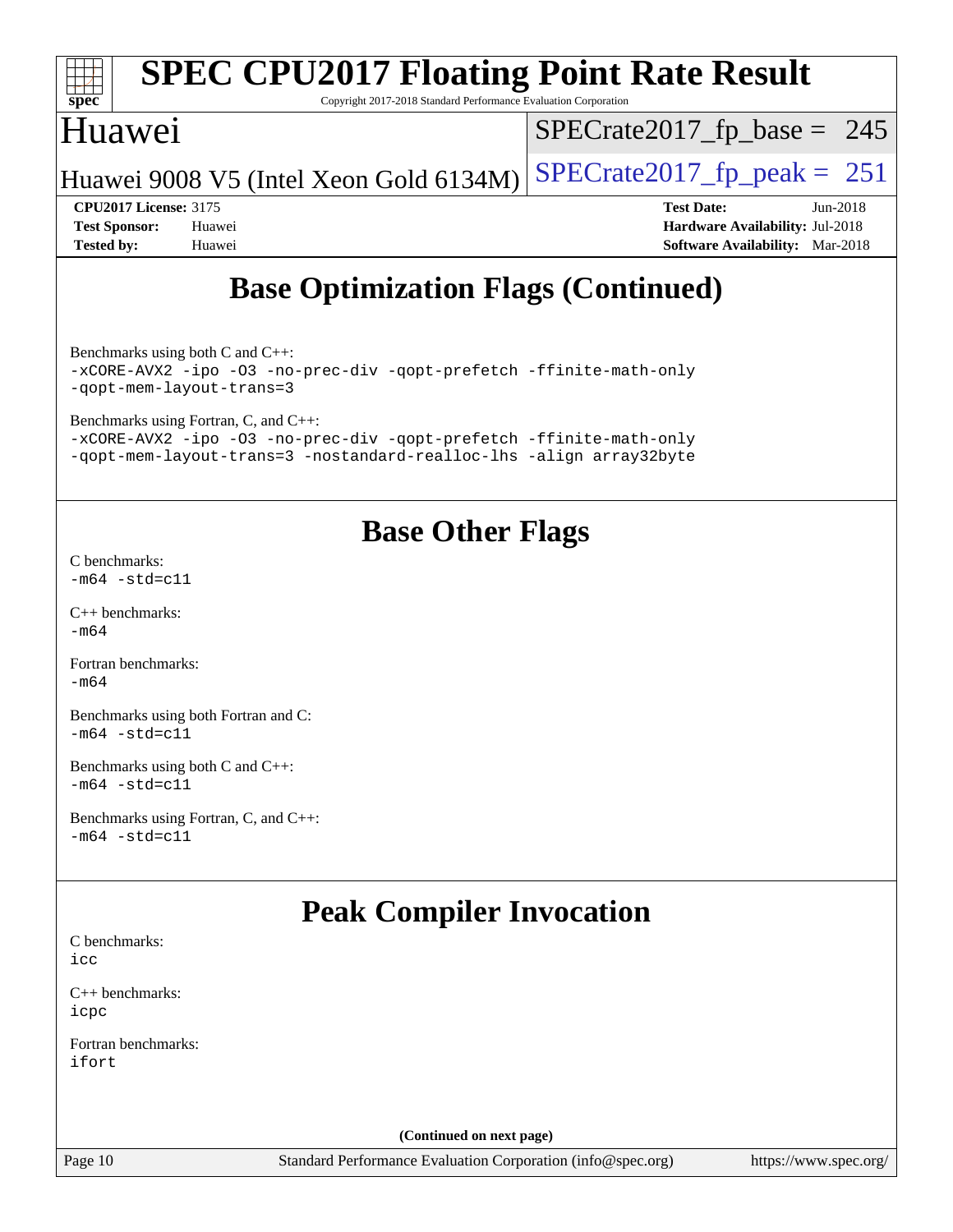## Base Optimization Flags (Continued)

Benchmarks using both C and C++:
`-xCORE-AVX2 -ipo -O3 -no-prec-div -qopt-prefetch -ffinite-math-only -qopt-mem-layout-trans=3`

Benchmarks using Fortran, C, and C++:
`-xCORE-AVX2 -ipo -O3 -no-prec-div -qopt-prefetch -ffinite-math-only -qopt-mem-layout-trans=3 -nostandard-realloc-lhs -align array32byte`

## Base Other Flags

C benchmarks:
`-m64 -std=c11`

C++ benchmarks:
`-m64`

Fortran benchmarks:
`-m64`

Benchmarks using both Fortran and C:
`-m64 -std=c11`

Benchmarks using both C and C++:
`-m64 -std=c11`

Benchmarks using Fortran, C, and C++:
`-m64 -std=c11`

## Peak Compiler Invocation

C benchmarks:
`icc`

C++ benchmarks:
`icpc`

Fortran benchmarks:
`ifort`

(Continued on next page)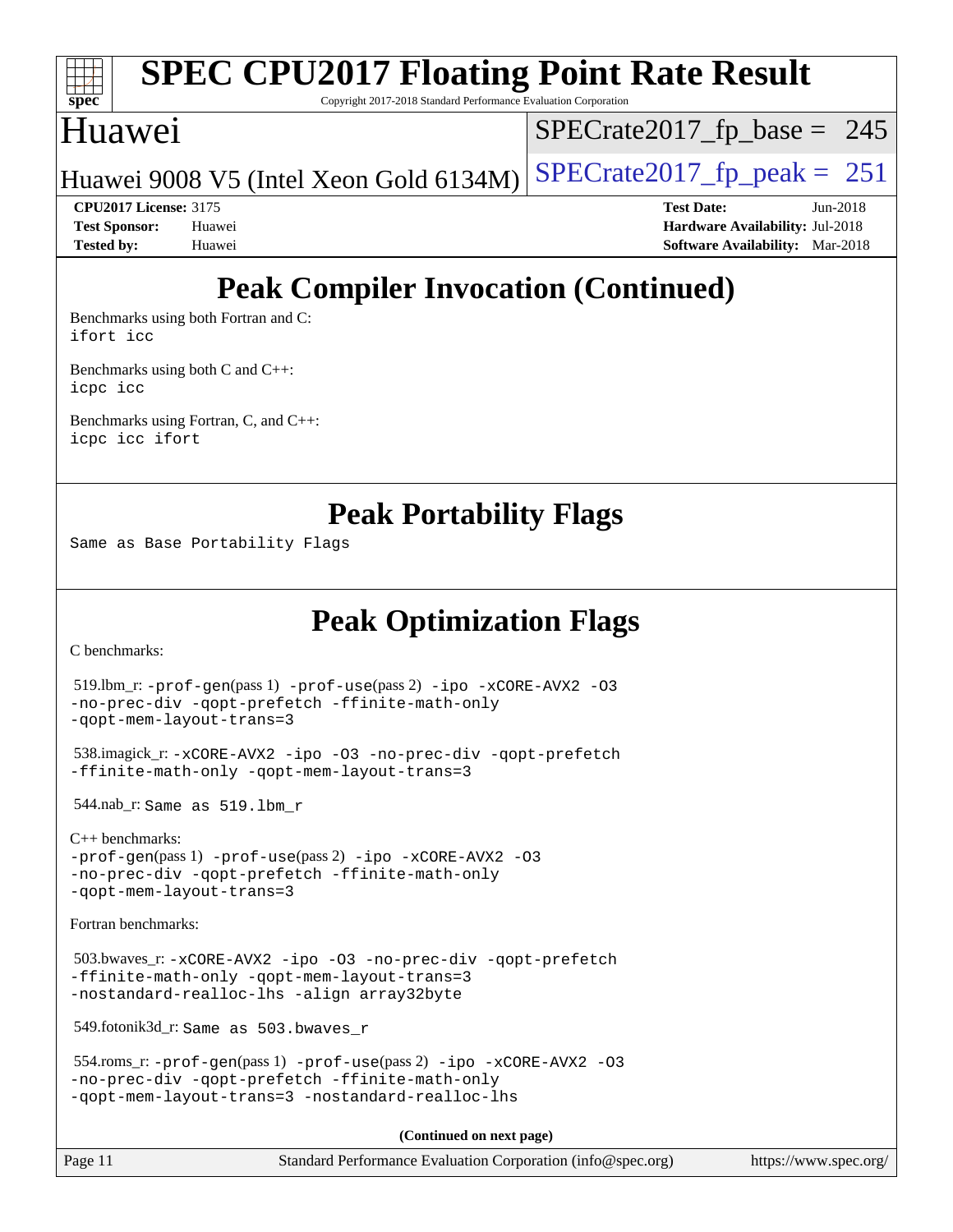# Peak Compiler Invocation (Continued)

Benchmarks using both Fortran and C:
`ifort icc`

Benchmarks using both C and C++:
`icpc icc`

Benchmarks using Fortran, C, and C++:
`icpc icc ifort`

# Peak Portability Flags

Same as Base Portability Flags

# Peak Optimization Flags

C benchmarks:

519.lbm_r: -prof-gen(pass 1) -prof-use(pass 2) -ipo -xCORE-AVX2 -O3 -no-prec-div -qopt-prefetch -ffinite-math-only -qopt-mem-layout-trans=3

538.imagick_r: -xCORE-AVX2 -ipo -O3 -no-prec-div -qopt-prefetch -ffinite-math-only -qopt-mem-layout-trans=3

544.nab_r: Same as 519.lbm_r

C++ benchmarks:
-prof-gen(pass 1) -prof-use(pass 2) -ipo -xCORE-AVX2 -O3 -no-prec-div -qopt-prefetch -ffinite-math-only -qopt-mem-layout-trans=3

Fortran benchmarks:

503.bwaves_r: -xCORE-AVX2 -ipo -O3 -no-prec-div -qopt-prefetch -ffinite-math-only -qopt-mem-layout-trans=3 -nostandard-realloc-lhs -align array32byte

549.fotonik3d_r: Same as 503.bwaves_r

554.roms_r: -prof-gen(pass 1) -prof-use(pass 2) -ipo -xCORE-AVX2 -O3 -no-prec-div -qopt-prefetch -ffinite-math-only -qopt-mem-layout-trans=3 -nostandard-realloc-lhs

**(Continued on next page)**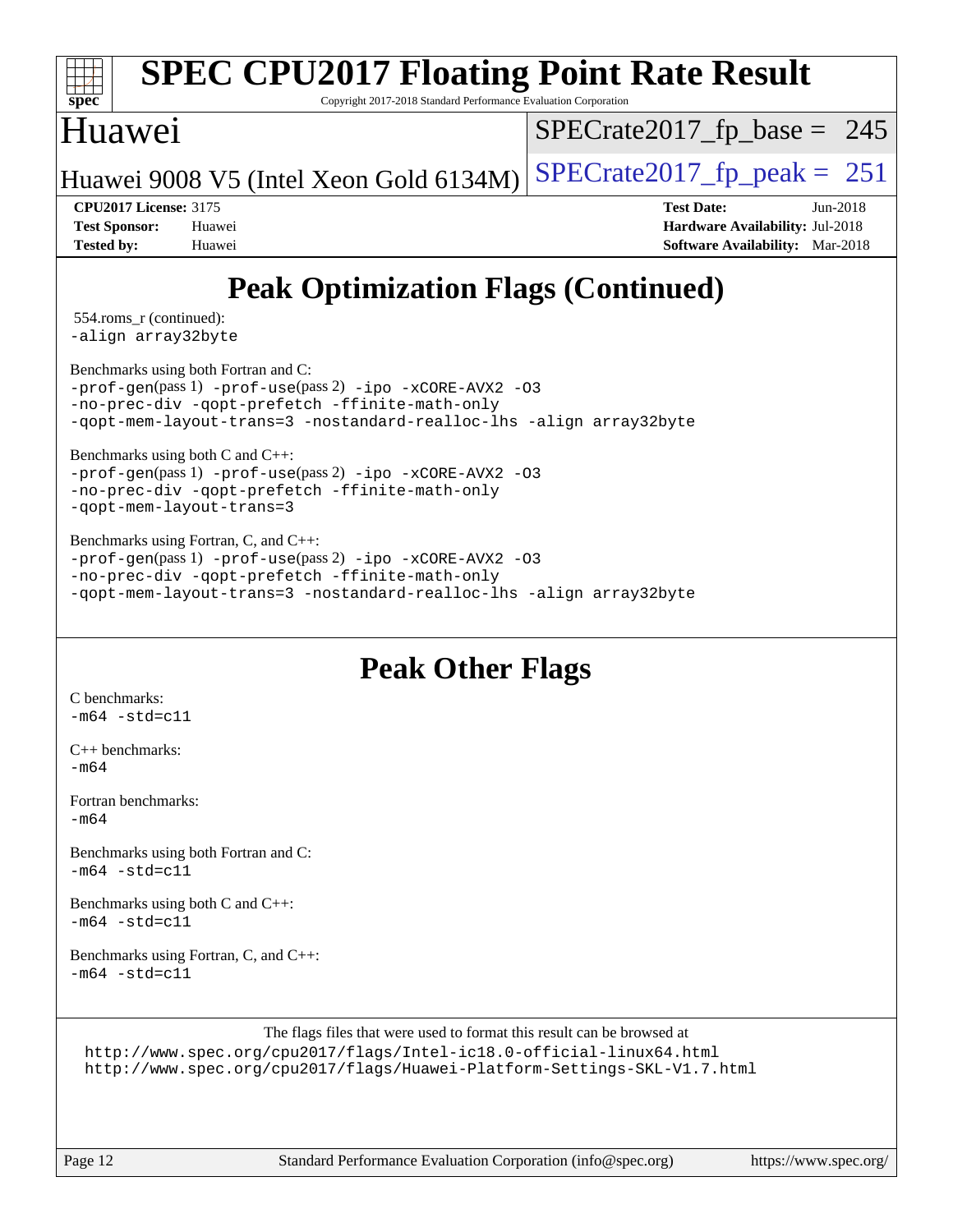## Peak Optimization Flags (Continued)

554.roms_r (continued):
-align array32byte

Benchmarks using both Fortran and C:
-prof-gen(pass 1) -prof-use(pass 2) -ipo -xCORE-AVX2 -O3
-no-prec-div -qopt-prefetch -ffinite-math-only
-qopt-mem-layout-trans=3 -nostandard-realloc-lhs -align array32byte

Benchmarks using both C and C++:
-prof-gen(pass 1) -prof-use(pass 2) -ipo -xCORE-AVX2 -O3
-no-prec-div -qopt-prefetch -ffinite-math-only
-qopt-mem-layout-trans=3

Benchmarks using Fortran, C, and C++:
-prof-gen(pass 1) -prof-use(pass 2) -ipo -xCORE-AVX2 -O3
-no-prec-div -qopt-prefetch -ffinite-math-only
-qopt-mem-layout-trans=3 -nostandard-realloc-lhs -align array32byte

## Peak Other Flags

C benchmarks:
-m64 -std=c11

C++ benchmarks:
-m64

Fortran benchmarks:
-m64

Benchmarks using both Fortran and C:
-m64 -std=c11

Benchmarks using both C and C++:
-m64 -std=c11

Benchmarks using Fortran, C, and C++:
-m64 -std=c11

The flags files that were used to format this result can be browsed at
http://www.spec.org/cpu2017/flags/Intel-ic18.0-official-linux64.html
http://www.spec.org/cpu2017/flags/Huawei-Platform-Settings-SKL-V1.7.html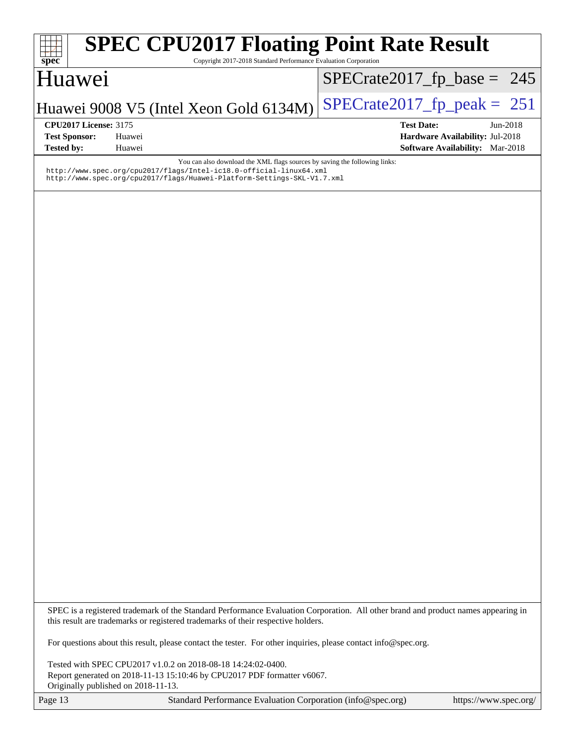You can also download the XML flags sources by saving the following links:

http://www.spec.org/cpu2017/flags/Intel-ic18.0-official-linux64.xml
http://www.spec.org/cpu2017/flags/Huawei-Platform-Settings-SKL-V1.7.xml

SPEC is a registered trademark of the Standard Performance Evaluation Corporation. All other brand and product names appearing in this result are trademarks or registered trademarks of their respective holders.

For questions about this result, please contact the tester. For other inquiries, please contact info@spec.org.

Tested with SPEC CPU2017 v1.0.2 on 2018-08-18 14:24:02-0400.
Report generated on 2018-11-13 15:10:46 by CPU2017 PDF formatter v6067.
Originally published on 2018-11-13.